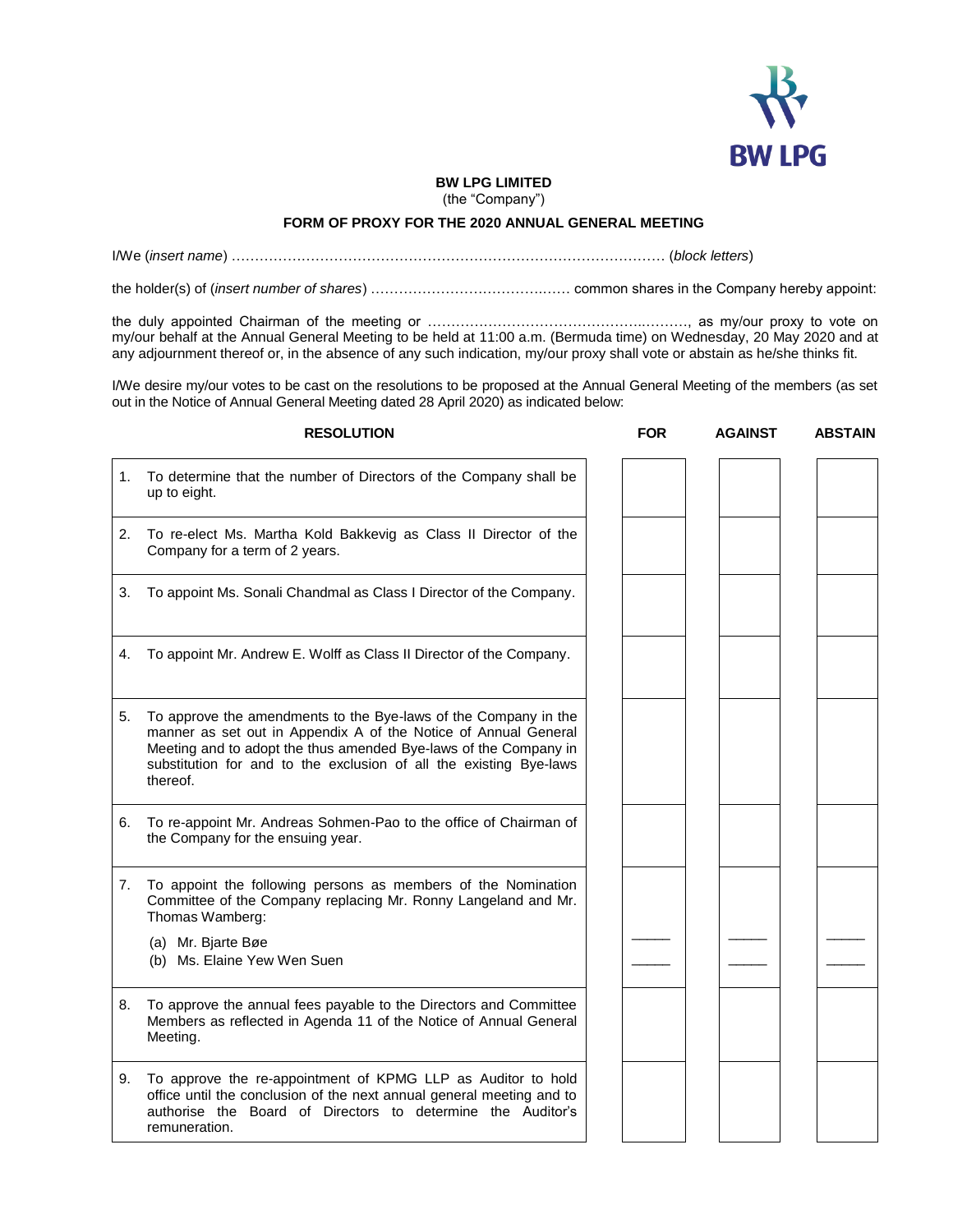**BW LPG LIMITED**
(the "Company")

**FORM OF PROXY FOR THE 2020 ANNUAL GENERAL MEETING**

I/We (*insert name*) ………………………………………………………………………………… (*block letters*)

the holder(s) of (*insert number of shares*) ……………………………….…… common shares in the Company hereby appoint:

the duly appointed Chairman of the meeting or …………………………………………..………, as my/our proxy to vote on my/our behalf at the Annual General Meeting to be held at 11:00 a.m. (Bermuda time) on Wednesday, 20 May 2020 and at any adjournment thereof or, in the absence of any such indication, my/our proxy shall vote or abstain as he/she thinks fit.

I/We desire my/our votes to be cast on the resolutions to be proposed at the Annual General Meeting of the members (as set out in the Notice of Annual General Meeting dated 28 April 2020) as indicated below:

| | RESOLUTION | FOR | AGAINST | ABSTAIN |
|---|---|---|---|---|
| 1. | To determine that the number of Directors of the Company shall be up to eight. | | | |
| 2. | To re-elect Ms. Martha Kold Bakkevig as Class II Director of the Company for a term of 2 years. | | | |
| 3. | To appoint Ms. Sonali Chandmal as Class I Director of the Company. | | | |
| 4. | To appoint Mr. Andrew E. Wolff as Class II Director of the Company. | | | |
| 5. | To approve the amendments to the Bye-laws of the Company in the manner as set out in Appendix A of the Notice of Annual General Meeting and to adopt the thus amended Bye-laws of the Company in substitution for and to the exclusion of all the existing Bye-laws thereof. | | | |
| 6. | To re-appoint Mr. Andreas Sohmen-Pao to the office of Chairman of the Company for the ensuing year. | | | |
| 7. | To appoint the following persons as members of the Nomination Committee of the Company replacing Mr. Ronny Langeland and Mr. Thomas Wamberg: | | | |
| | (a) Mr. Bjarte Bøe | _____ | _____ | _____ |
| | (b) Ms. Elaine Yew Wen Suen | _____ | _____ | _____ |
| 8. | To approve the annual fees payable to the Directors and Committee Members as reflected in Agenda 11 of the Notice of Annual General Meeting. | | | |
| 9. | To approve the re-appointment of KPMG LLP as Auditor to hold office until the conclusion of the next annual general meeting and to authorise the Board of Directors to determine the Auditor's remuneration. | | | |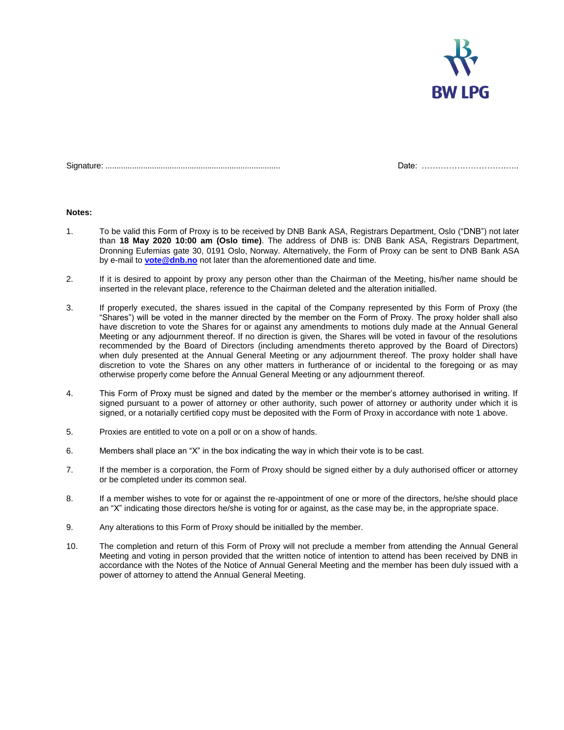Signature: ..............................................................................  Date: ……………………………..

**Notes:**

1. To be valid this Form of Proxy is to be received by DNB Bank ASA, Registrars Department, Oslo ("DNB") not later than **18 May 2020 10:00 am (Oslo time)**. The address of DNB is: DNB Bank ASA, Registrars Department, Dronning Eufemias gate 30, 0191 Oslo, Norway. Alternatively, the Form of Proxy can be sent to DNB Bank ASA by e-mail to **vote@dnb.no** not later than the aforementioned date and time.

2. If it is desired to appoint by proxy any person other than the Chairman of the Meeting, his/her name should be inserted in the relevant place, reference to the Chairman deleted and the alteration initialled.

3. If properly executed, the shares issued in the capital of the Company represented by this Form of Proxy (the "Shares") will be voted in the manner directed by the member on the Form of Proxy. The proxy holder shall also have discretion to vote the Shares for or against any amendments to motions duly made at the Annual General Meeting or any adjournment thereof. If no direction is given, the Shares will be voted in favour of the resolutions recommended by the Board of Directors (including amendments thereto approved by the Board of Directors) when duly presented at the Annual General Meeting or any adjournment thereof. The proxy holder shall have discretion to vote the Shares on any other matters in furtherance of or incidental to the foregoing or as may otherwise properly come before the Annual General Meeting or any adjournment thereof.

4. This Form of Proxy must be signed and dated by the member or the member's attorney authorised in writing. If signed pursuant to a power of attorney or other authority, such power of attorney or authority under which it is signed, or a notarially certified copy must be deposited with the Form of Proxy in accordance with note 1 above.

5. Proxies are entitled to vote on a poll or on a show of hands.

6. Members shall place an "X" in the box indicating the way in which their vote is to be cast.

7. If the member is a corporation, the Form of Proxy should be signed either by a duly authorised officer or attorney or be completed under its common seal.

8. If a member wishes to vote for or against the re-appointment of one or more of the directors, he/she should place an "X" indicating those directors he/she is voting for or against, as the case may be, in the appropriate space.

9. Any alterations to this Form of Proxy should be initialled by the member.

10. The completion and return of this Form of Proxy will not preclude a member from attending the Annual General Meeting and voting in person provided that the written notice of intention to attend has been received by DNB in accordance with the Notes of the Notice of Annual General Meeting and the member has been duly issued with a power of attorney to attend the Annual General Meeting.